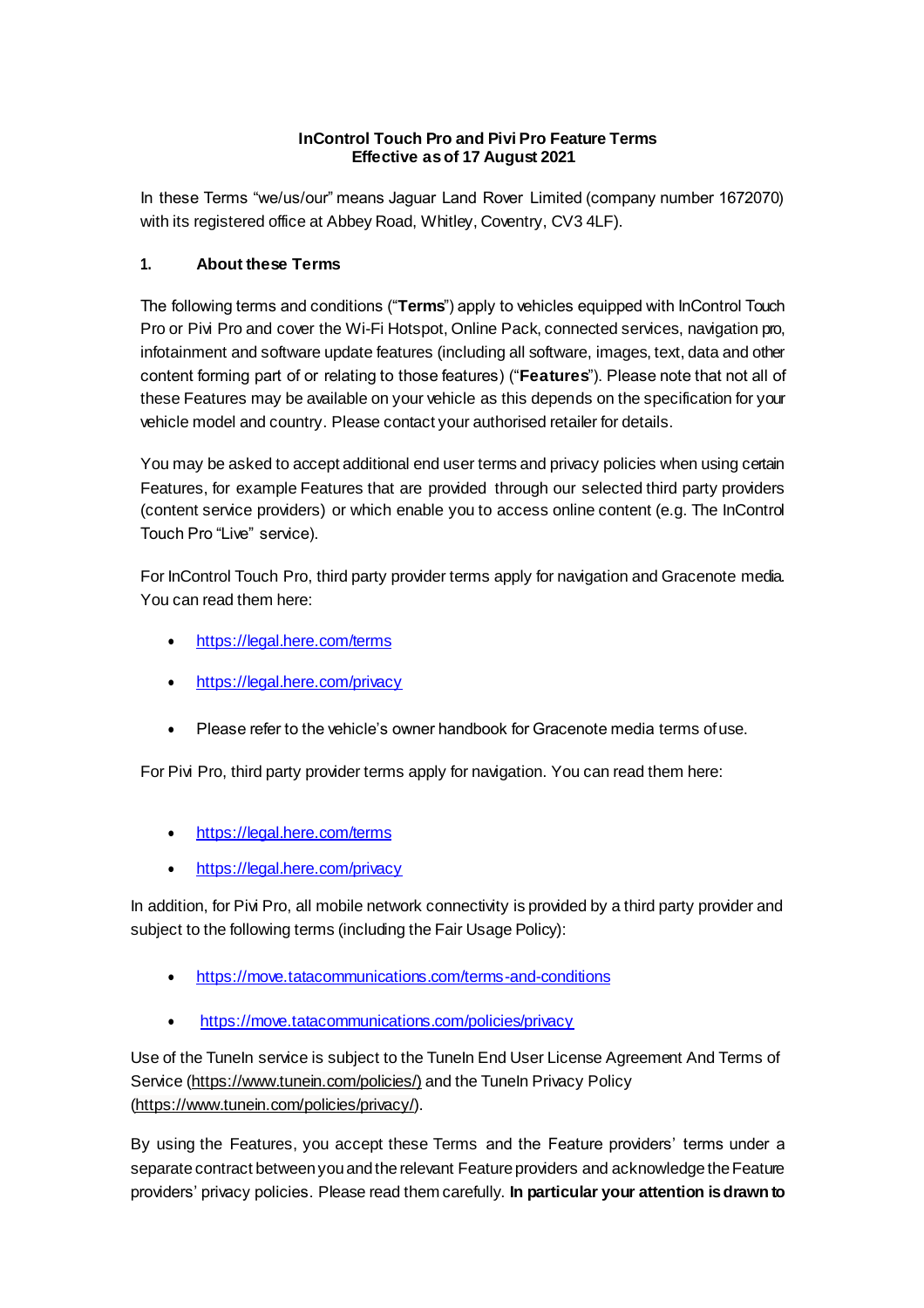**InControl Touch Pro and Pivi Pro Feature Terms**
**Effective as of 17 August 2021**

In these Terms "we/us/our" means Jaguar Land Rover Limited (company number 1672070) with its registered office at Abbey Road, Whitley, Coventry, CV3 4LF).

## 1. About these Terms

The following terms and conditions ("**Terms**") apply to vehicles equipped with InControl Touch Pro or Pivi Pro and cover the Wi-Fi Hotspot, Online Pack, connected services, navigation pro, infotainment and software update features (including all software, images, text, data and other content forming part of or relating to those features) ("**Features**"). Please note that not all of these Features may be available on your vehicle as this depends on the specification for your vehicle model and country. Please contact your authorised retailer for details.

You may be asked to accept additional end user terms and privacy policies when using certain Features, for example Features that are provided through our selected third party providers (content service providers) or which enable you to access online content (e.g. The InControl Touch Pro "Live" service).

For InControl Touch Pro, third party provider terms apply for navigation and Gracenote media. You can read them here:

- https://legal.here.com/terms
- https://legal.here.com/privacy
- Please refer to the vehicle's owner handbook for Gracenote media terms of use.

For Pivi Pro, third party provider terms apply for navigation. You can read them here:

- https://legal.here.com/terms
- https://legal.here.com/privacy

In addition, for Pivi Pro, all mobile network connectivity is provided by a third party provider and subject to the following terms (including the Fair Usage Policy):

- https://move.tatacommunications.com/terms-and-conditions
- https://move.tatacommunications.com/policies/privacy

Use of the TuneIn service is subject to the TuneIn End User License Agreement And Terms of Service (https://www.tunein.com/policies/) and the TuneIn Privacy Policy (https://www.tunein.com/policies/privacy/).

By using the Features, you accept these Terms and the Feature providers' terms under a separate contract between you and the relevant Feature providers and acknowledge the Feature providers' privacy policies. Please read them carefully. **In particular your attention is drawn to**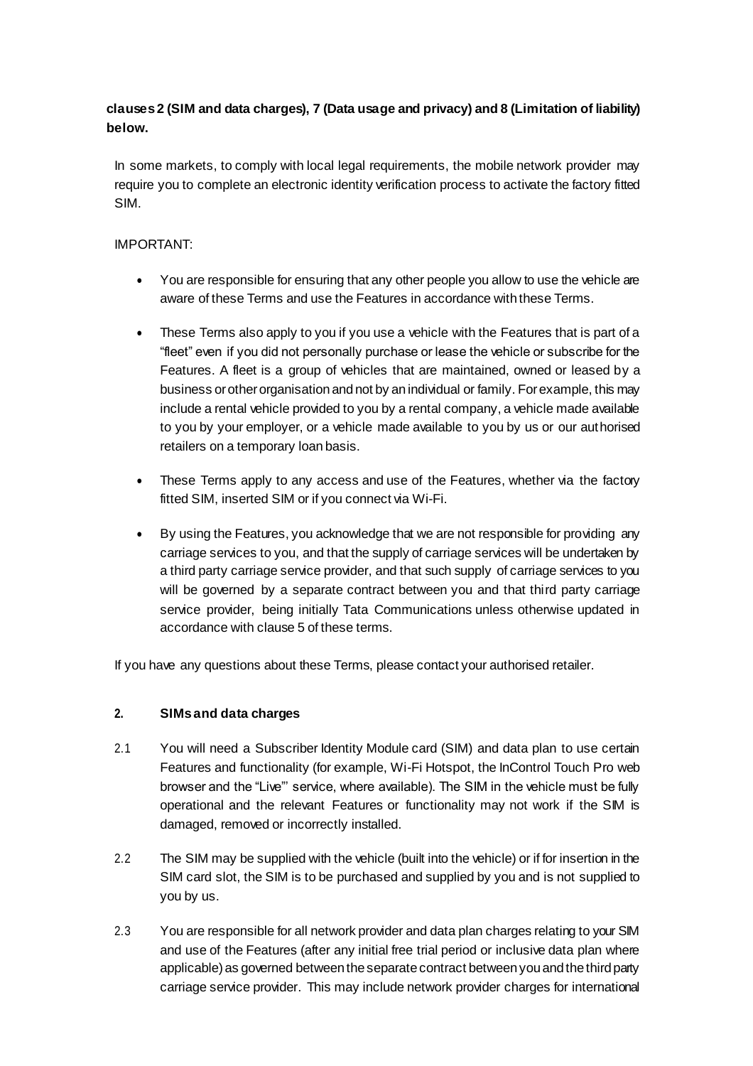**clauses 2 (SIM and data charges), 7 (Data usage and privacy) and 8 (Limitation of liability) below.**

In some markets, to comply with local legal requirements, the mobile network provider may require you to complete an electronic identity verification process to activate the factory fitted SIM.

IMPORTANT:

- You are responsible for ensuring that any other people you allow to use the vehicle are aware of these Terms and use the Features in accordance with these Terms.
- These Terms also apply to you if you use a vehicle with the Features that is part of a "fleet" even if you did not personally purchase or lease the vehicle or subscribe for the Features. A fleet is a group of vehicles that are maintained, owned or leased by a business or other organisation and not by an individual or family. For example, this may include a rental vehicle provided to you by a rental company, a vehicle made available to you by your employer, or a vehicle made available to you by us or our authorised retailers on a temporary loan basis.
- These Terms apply to any access and use of the Features, whether via the factory fitted SIM, inserted SIM or if you connect via Wi-Fi.
- By using the Features, you acknowledge that we are not responsible for providing any carriage services to you, and that the supply of carriage services will be undertaken by a third party carriage service provider, and that such supply of carriage services to you will be governed by a separate contract between you and that third party carriage service provider, being initially Tata Communications unless otherwise updated in accordance with clause 5 of these terms.

If you have any questions about these Terms, please contact your authorised retailer.

## 2. SIMs and data charges

2.1 You will need a Subscriber Identity Module card (SIM) and data plan to use certain Features and functionality (for example, Wi-Fi Hotspot, the InControl Touch Pro web browser and the "Live"' service, where available). The SIM in the vehicle must be fully operational and the relevant Features or functionality may not work if the SIM is damaged, removed or incorrectly installed.

2.2 The SIM may be supplied with the vehicle (built into the vehicle) or if for insertion in the SIM card slot, the SIM is to be purchased and supplied by you and is not supplied to you by us.

2.3 You are responsible for all network provider and data plan charges relating to your SIM and use of the Features (after any initial free trial period or inclusive data plan where applicable) as governed between the separate contract between you and the third party carriage service provider. This may include network provider charges for international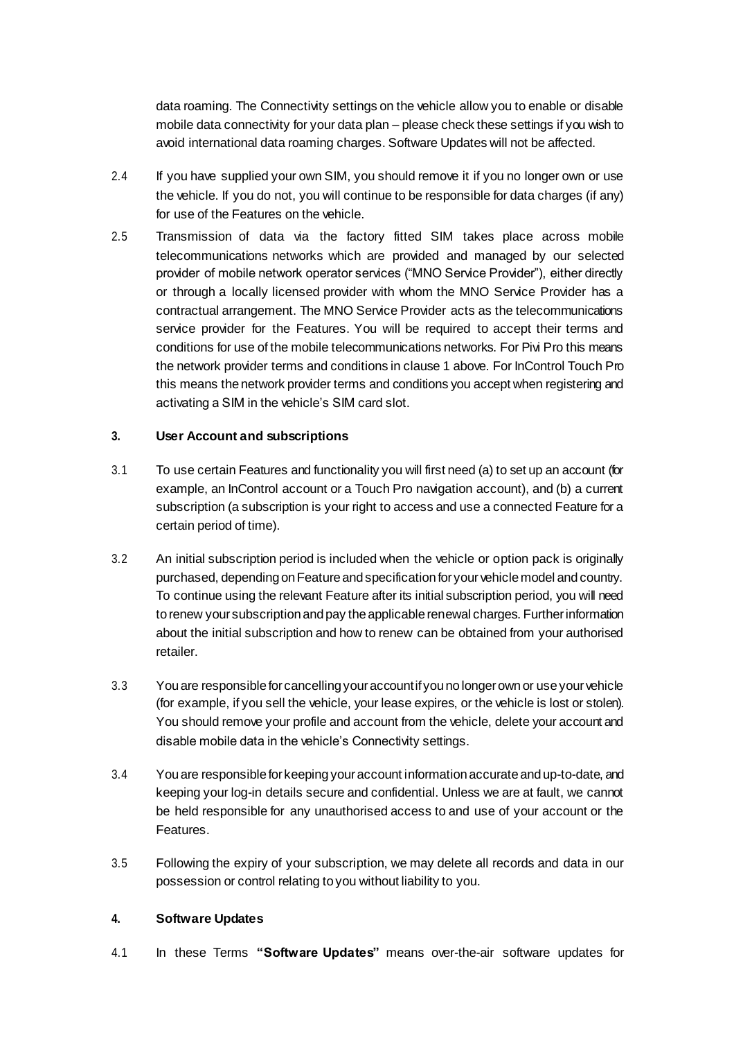data roaming. The Connectivity settings on the vehicle allow you to enable or disable mobile data connectivity for your data plan – please check these settings if you wish to avoid international data roaming charges. Software Updates will not be affected.

2.4 If you have supplied your own SIM, you should remove it if you no longer own or use the vehicle. If you do not, you will continue to be responsible for data charges (if any) for use of the Features on the vehicle.

2.5 Transmission of data via the factory fitted SIM takes place across mobile telecommunications networks which are provided and managed by our selected provider of mobile network operator services ("MNO Service Provider"), either directly or through a locally licensed provider with whom the MNO Service Provider has a contractual arrangement. The MNO Service Provider acts as the telecommunications service provider for the Features. You will be required to accept their terms and conditions for use of the mobile telecommunications networks. For Pivi Pro this means the network provider terms and conditions in clause 1 above. For InControl Touch Pro this means the network provider terms and conditions you accept when registering and activating a SIM in the vehicle's SIM card slot.

## 3. User Account and subscriptions

3.1 To use certain Features and functionality you will first need (a) to set up an account (for example, an InControl account or a Touch Pro navigation account), and (b) a current subscription (a subscription is your right to access and use a connected Feature for a certain period of time).

3.2 An initial subscription period is included when the vehicle or option pack is originally purchased, depending on Feature and specification for your vehicle model and country. To continue using the relevant Feature after its initial subscription period, you will need to renew your subscription and pay the applicable renewal charges. Further information about the initial subscription and how to renew can be obtained from your authorised retailer.

3.3 You are responsible for cancelling your account if you no longer own or use your vehicle (for example, if you sell the vehicle, your lease expires, or the vehicle is lost or stolen). You should remove your profile and account from the vehicle, delete your account and disable mobile data in the vehicle's Connectivity settings.

3.4 You are responsible for keeping your account information accurate and up-to-date, and keeping your log-in details secure and confidential. Unless we are at fault, we cannot be held responsible for any unauthorised access to and use of your account or the Features.

3.5 Following the expiry of your subscription, we may delete all records and data in our possession or control relating to you without liability to you.

## 4. Software Updates

4.1 In these Terms **"Software Updates"** means over-the-air software updates for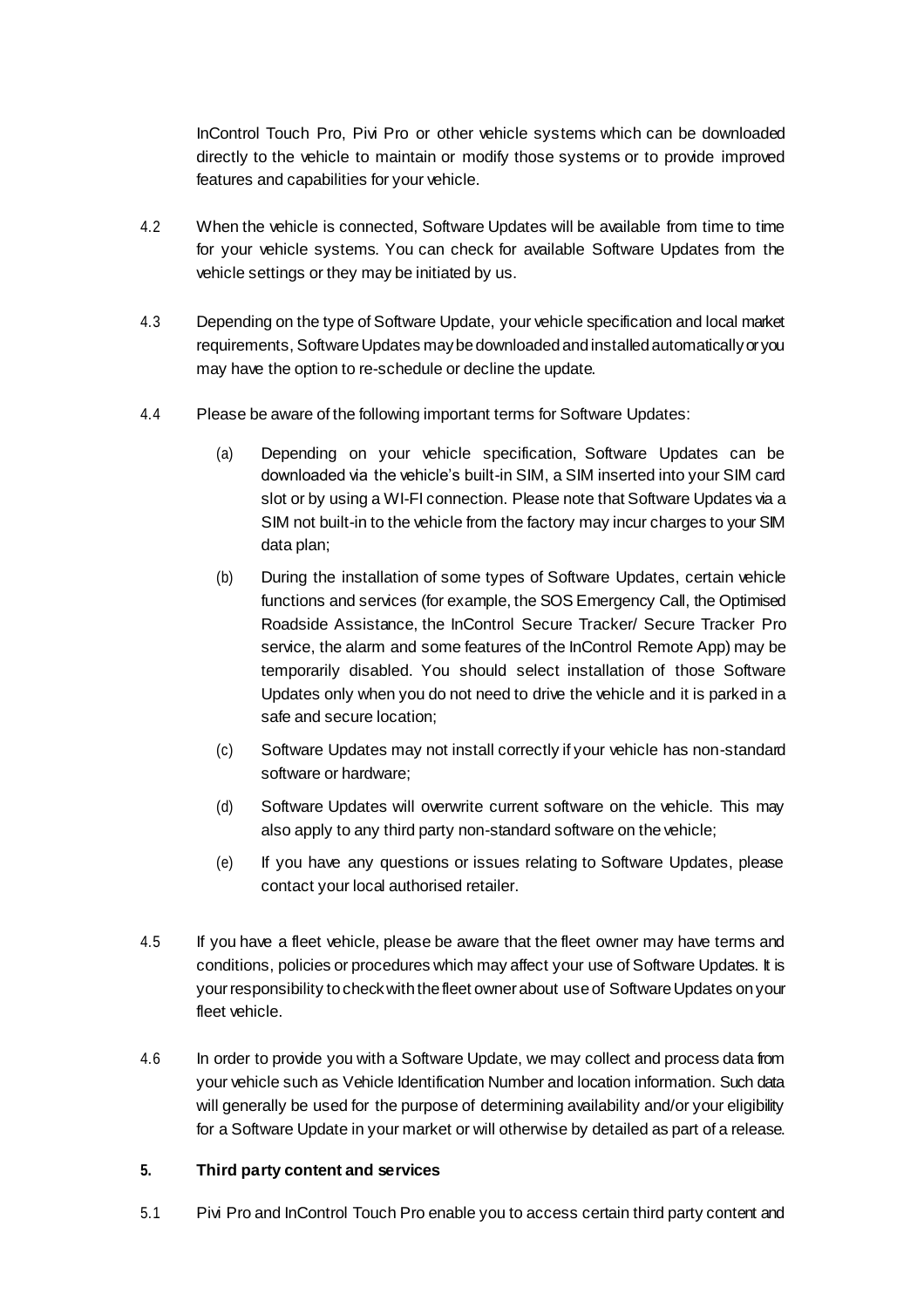InControl Touch Pro, Pivi Pro or other vehicle systems which can be downloaded directly to the vehicle to maintain or modify those systems or to provide improved features and capabilities for your vehicle.

4.2 When the vehicle is connected, Software Updates will be available from time to time for your vehicle systems. You can check for available Software Updates from the vehicle settings or they may be initiated by us.

4.3 Depending on the type of Software Update, your vehicle specification and local market requirements, Software Updates may be downloaded and installed automatically or you may have the option to re-schedule or decline the update.

4.4 Please be aware of the following important terms for Software Updates:

(a) Depending on your vehicle specification, Software Updates can be downloaded via the vehicle's built-in SIM, a SIM inserted into your SIM card slot or by using a WI-FI connection. Please note that Software Updates via a SIM not built-in to the vehicle from the factory may incur charges to your SIM data plan;

(b) During the installation of some types of Software Updates, certain vehicle functions and services (for example, the SOS Emergency Call, the Optimised Roadside Assistance, the InControl Secure Tracker/ Secure Tracker Pro service, the alarm and some features of the InControl Remote App) may be temporarily disabled. You should select installation of those Software Updates only when you do not need to drive the vehicle and it is parked in a safe and secure location;

(c) Software Updates may not install correctly if your vehicle has non-standard software or hardware;

(d) Software Updates will overwrite current software on the vehicle. This may also apply to any third party non-standard software on the vehicle;

(e) If you have any questions or issues relating to Software Updates, please contact your local authorised retailer.

4.5 If you have a fleet vehicle, please be aware that the fleet owner may have terms and conditions, policies or procedures which may affect your use of Software Updates. It is your responsibility to check with the fleet owner about use of Software Updates on your fleet vehicle.

4.6 In order to provide you with a Software Update, we may collect and process data from your vehicle such as Vehicle Identification Number and location information. Such data will generally be used for the purpose of determining availability and/or your eligibility for a Software Update in your market or will otherwise by detailed as part of a release.

## 5. Third party content and services

5.1 Pivi Pro and InControl Touch Pro enable you to access certain third party content and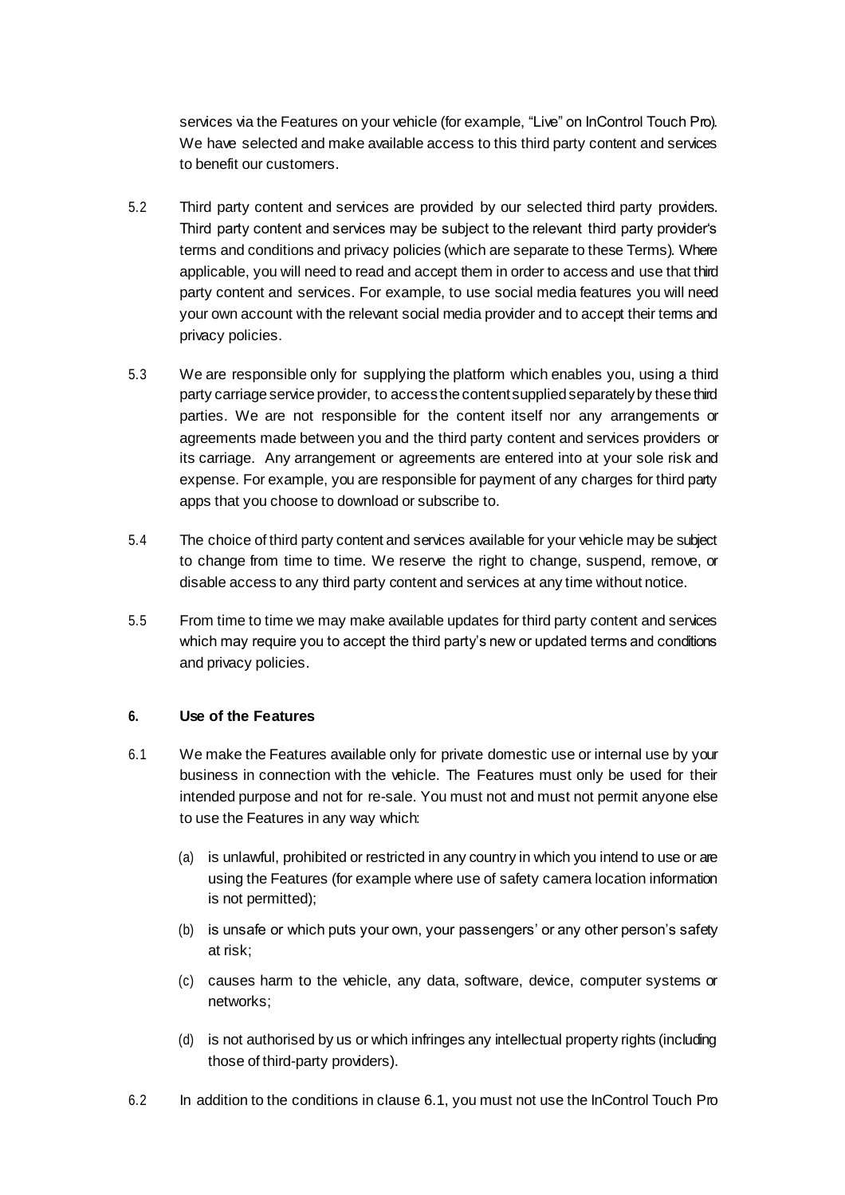services via the Features on your vehicle (for example, "Live" on InControl Touch Pro). We have selected and make available access to this third party content and services to benefit our customers.

5.2 Third party content and services are provided by our selected third party providers. Third party content and services may be subject to the relevant third party provider's terms and conditions and privacy policies (which are separate to these Terms). Where applicable, you will need to read and accept them in order to access and use that third party content and services. For example, to use social media features you will need your own account with the relevant social media provider and to accept their terms and privacy policies.

5.3 We are responsible only for supplying the platform which enables you, using a third party carriage service provider, to access the content supplied separately by these third parties. We are not responsible for the content itself nor any arrangements or agreements made between you and the third party content and services providers or its carriage. Any arrangement or agreements are entered into at your sole risk and expense. For example, you are responsible for payment of any charges for third party apps that you choose to download or subscribe to.

5.4 The choice of third party content and services available for your vehicle may be subject to change from time to time. We reserve the right to change, suspend, remove, or disable access to any third party content and services at any time without notice.

5.5 From time to time we may make available updates for third party content and services which may require you to accept the third party's new or updated terms and conditions and privacy policies.

**6. Use of the Features**

6.1 We make the Features available only for private domestic use or internal use by your business in connection with the vehicle. The Features must only be used for their intended purpose and not for re-sale. You must not and must not permit anyone else to use the Features in any way which:

(a) is unlawful, prohibited or restricted in any country in which you intend to use or are using the Features (for example where use of safety camera location information is not permitted);

(b) is unsafe or which puts your own, your passengers' or any other person's safety at risk;

(c) causes harm to the vehicle, any data, software, device, computer systems or networks;

(d) is not authorised by us or which infringes any intellectual property rights (including those of third-party providers).

6.2 In addition to the conditions in clause 6.1, you must not use the InControl Touch Pro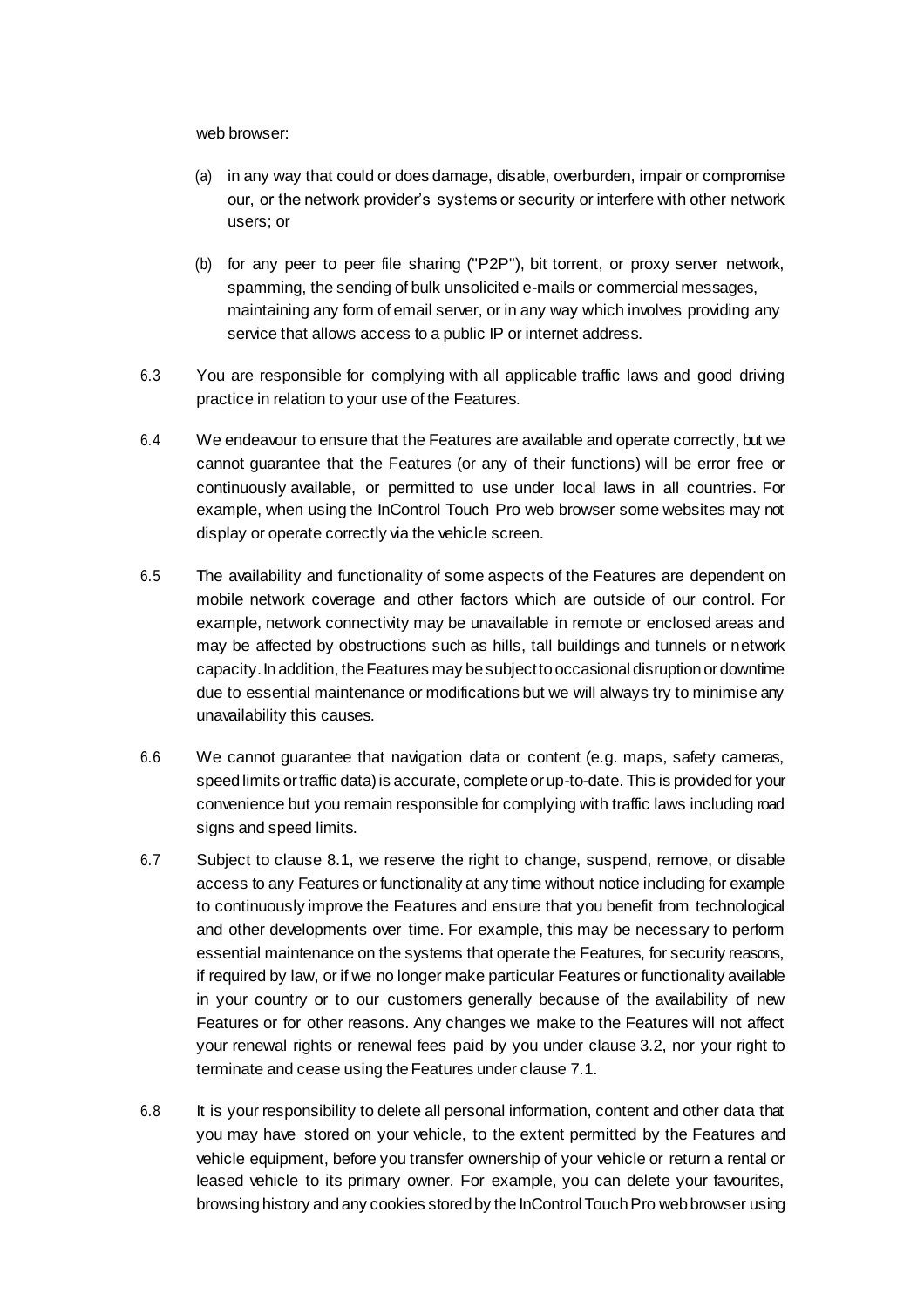web browser:

(a) in any way that could or does damage, disable, overburden, impair or compromise our, or the network provider's systems or security or interfere with other network users; or

(b) for any peer to peer file sharing ("P2P"), bit torrent, or proxy server network, spamming, the sending of bulk unsolicited e-mails or commercial messages, maintaining any form of email server, or in any way which involves providing any service that allows access to a public IP or internet address.

6.3 You are responsible for complying with all applicable traffic laws and good driving practice in relation to your use of the Features.

6.4 We endeavour to ensure that the Features are available and operate correctly, but we cannot guarantee that the Features (or any of their functions) will be error free or continuously available, or permitted to use under local laws in all countries. For example, when using the InControl Touch Pro web browser some websites may not display or operate correctly via the vehicle screen.

6.5 The availability and functionality of some aspects of the Features are dependent on mobile network coverage and other factors which are outside of our control. For example, network connectivity may be unavailable in remote or enclosed areas and may be affected by obstructions such as hills, tall buildings and tunnels or network capacity. In addition, the Features may be subject to occasional disruption or downtime due to essential maintenance or modifications but we will always try to minimise any unavailability this causes.

6.6 We cannot guarantee that navigation data or content (e.g. maps, safety cameras, speed limits or traffic data) is accurate, complete or up-to-date. This is provided for your convenience but you remain responsible for complying with traffic laws including road signs and speed limits.

6.7 Subject to clause 8.1, we reserve the right to change, suspend, remove, or disable access to any Features or functionality at any time without notice including for example to continuously improve the Features and ensure that you benefit from technological and other developments over time. For example, this may be necessary to perform essential maintenance on the systems that operate the Features, for security reasons, if required by law, or if we no longer make particular Features or functionality available in your country or to our customers generally because of the availability of new Features or for other reasons. Any changes we make to the Features will not affect your renewal rights or renewal fees paid by you under clause 3.2, nor your right to terminate and cease using the Features under clause 7.1.

6.8 It is your responsibility to delete all personal information, content and other data that you may have stored on your vehicle, to the extent permitted by the Features and vehicle equipment, before you transfer ownership of your vehicle or return a rental or leased vehicle to its primary owner. For example, you can delete your favourites, browsing history and any cookies stored by the InControl Touch Pro web browser using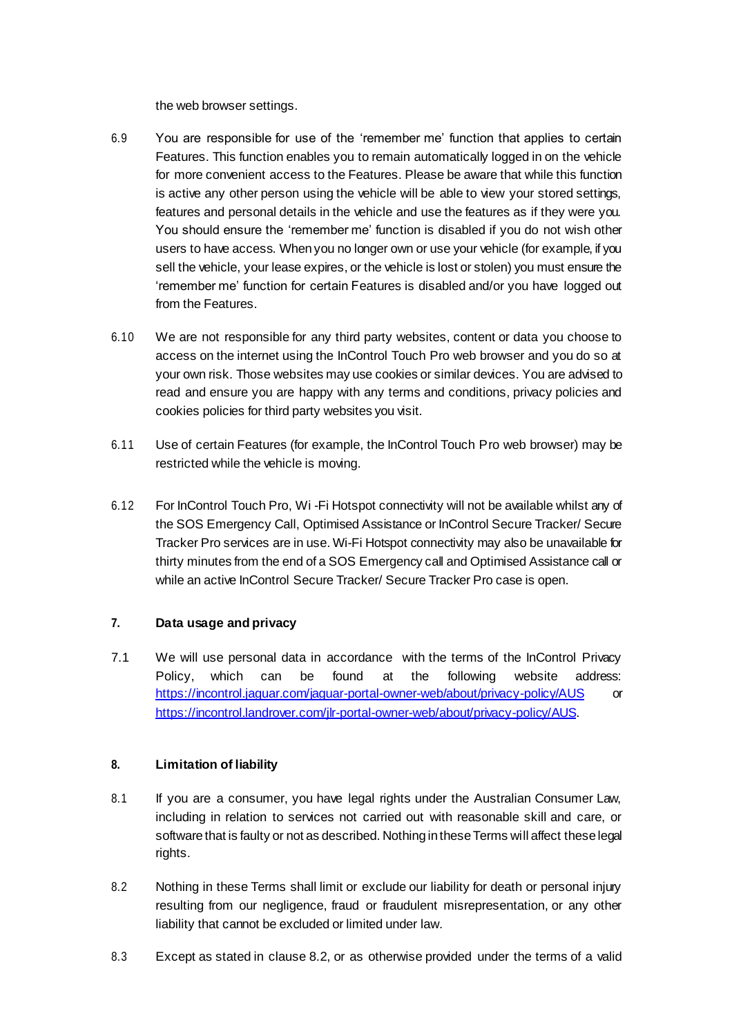the web browser settings.

6.9 You are responsible for use of the 'remember me' function that applies to certain Features. This function enables you to remain automatically logged in on the vehicle for more convenient access to the Features. Please be aware that while this function is active any other person using the vehicle will be able to view your stored settings, features and personal details in the vehicle and use the features as if they were you. You should ensure the 'remember me' function is disabled if you do not wish other users to have access. When you no longer own or use your vehicle (for example, if you sell the vehicle, your lease expires, or the vehicle is lost or stolen) you must ensure the 'remember me' function for certain Features is disabled and/or you have logged out from the Features.

6.10 We are not responsible for any third party websites, content or data you choose to access on the internet using the InControl Touch Pro web browser and you do so at your own risk. Those websites may use cookies or similar devices. You are advised to read and ensure you are happy with any terms and conditions, privacy policies and cookies policies for third party websites you visit.

6.11 Use of certain Features (for example, the InControl Touch Pro web browser) may be restricted while the vehicle is moving.

6.12 For InControl Touch Pro, Wi -Fi Hotspot connectivity will not be available whilst any of the SOS Emergency Call, Optimised Assistance or InControl Secure Tracker/ Secure Tracker Pro services are in use. Wi-Fi Hotspot connectivity may also be unavailable for thirty minutes from the end of a SOS Emergency call and Optimised Assistance call or while an active InControl Secure Tracker/ Secure Tracker Pro case is open.

## 7. Data usage and privacy

7.1 We will use personal data in accordance with the terms of the InControl Privacy Policy, which can be found at the following website address: https://incontrol.jaguar.com/jaguar-portal-owner-web/about/privacy-policy/AUS or https://incontrol.landrover.com/jlr-portal-owner-web/about/privacy-policy/AUS.

## 8. Limitation of liability

8.1 If you are a consumer, you have legal rights under the Australian Consumer Law, including in relation to services not carried out with reasonable skill and care, or software that is faulty or not as described. Nothing in these Terms will affect these legal rights.

8.2 Nothing in these Terms shall limit or exclude our liability for death or personal injury resulting from our negligence, fraud or fraudulent misrepresentation, or any other liability that cannot be excluded or limited under law.

8.3 Except as stated in clause 8.2, or as otherwise provided under the terms of a valid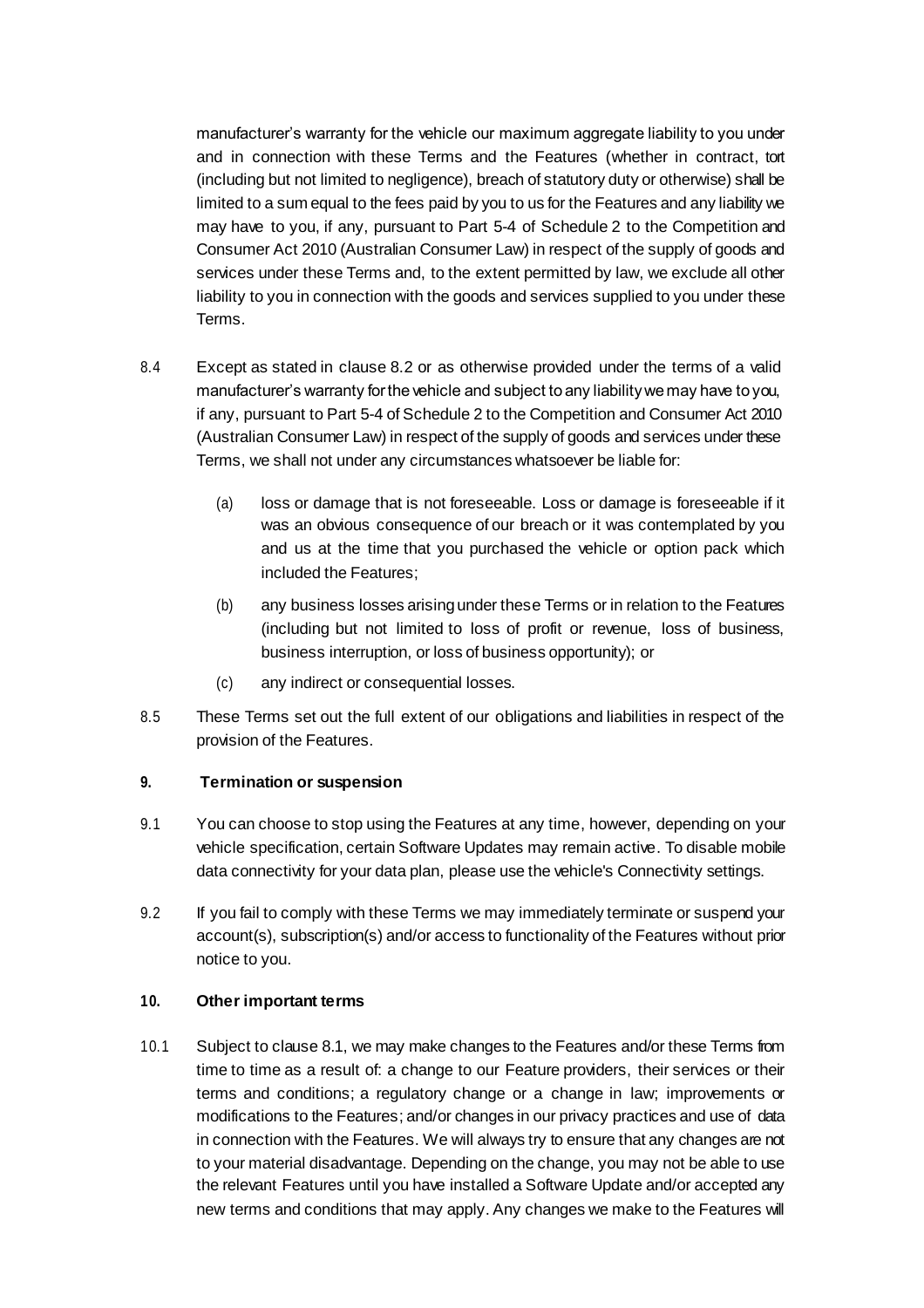manufacturer's warranty for the vehicle our maximum aggregate liability to you under and in connection with these Terms and the Features (whether in contract, tort (including but not limited to negligence), breach of statutory duty or otherwise) shall be limited to a sum equal to the fees paid by you to us for the Features and any liability we may have to you, if any, pursuant to Part 5-4 of Schedule 2 to the Competition and Consumer Act 2010 (Australian Consumer Law) in respect of the supply of goods and services under these Terms and, to the extent permitted by law, we exclude all other liability to you in connection with the goods and services supplied to you under these Terms.

8.4 Except as stated in clause 8.2 or as otherwise provided under the terms of a valid manufacturer's warranty for the vehicle and subject to any liability we may have to you, if any, pursuant to Part 5-4 of Schedule 2 to the Competition and Consumer Act 2010 (Australian Consumer Law) in respect of the supply of goods and services under these Terms, we shall not under any circumstances whatsoever be liable for:

(a) loss or damage that is not foreseeable. Loss or damage is foreseeable if it was an obvious consequence of our breach or it was contemplated by you and us at the time that you purchased the vehicle or option pack which included the Features;

(b) any business losses arising under these Terms or in relation to the Features (including but not limited to loss of profit or revenue, loss of business, business interruption, or loss of business opportunity); or

(c) any indirect or consequential losses.

8.5 These Terms set out the full extent of our obligations and liabilities in respect of the provision of the Features.

**9. Termination or suspension**

9.1 You can choose to stop using the Features at any time, however, depending on your vehicle specification, certain Software Updates may remain active. To disable mobile data connectivity for your data plan, please use the vehicle's Connectivity settings.

9.2 If you fail to comply with these Terms we may immediately terminate or suspend your account(s), subscription(s) and/or access to functionality of the Features without prior notice to you.

**10. Other important terms**

10.1 Subject to clause 8.1, we may make changes to the Features and/or these Terms from time to time as a result of: a change to our Feature providers, their services or their terms and conditions; a regulatory change or a change in law; improvements or modifications to the Features; and/or changes in our privacy practices and use of data in connection with the Features. We will always try to ensure that any changes are not to your material disadvantage. Depending on the change, you may not be able to use the relevant Features until you have installed a Software Update and/or accepted any new terms and conditions that may apply. Any changes we make to the Features will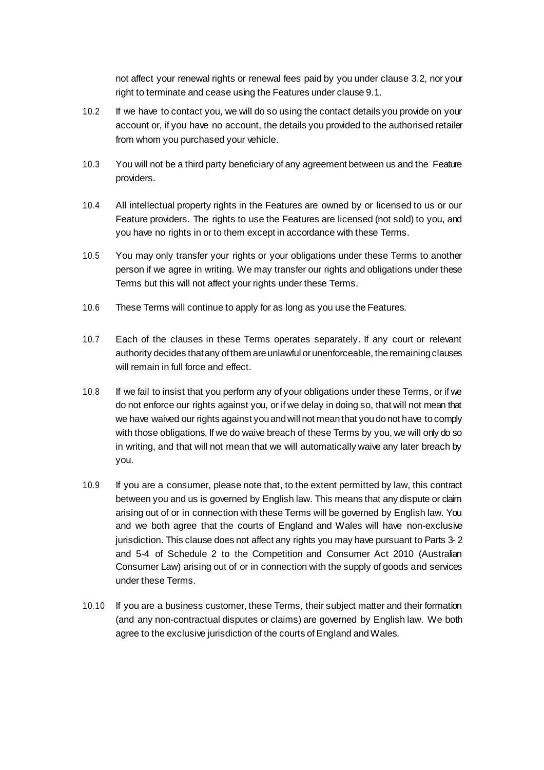not affect your renewal rights or renewal fees paid by you under clause 3.2, nor your right to terminate and cease using the Features under clause 9.1.

10.2 If we have to contact you, we will do so using the contact details you provide on your account or, if you have no account, the details you provided to the authorised retailer from whom you purchased your vehicle.

10.3 You will not be a third party beneficiary of any agreement between us and the Feature providers.

10.4 All intellectual property rights in the Features are owned by or licensed to us or our Feature providers. The rights to use the Features are licensed (not sold) to you, and you have no rights in or to them except in accordance with these Terms.

10.5 You may only transfer your rights or your obligations under these Terms to another person if we agree in writing. We may transfer our rights and obligations under these Terms but this will not affect your rights under these Terms.

10.6 These Terms will continue to apply for as long as you use the Features.

10.7 Each of the clauses in these Terms operates separately. If any court or relevant authority decides that any of them are unlawful or unenforceable, the remaining clauses will remain in full force and effect.

10.8 If we fail to insist that you perform any of your obligations under these Terms, or if we do not enforce our rights against you, or if we delay in doing so, that will not mean that we have waived our rights against you and will not mean that you do not have to comply with those obligations. If we do waive breach of these Terms by you, we will only do so in writing, and that will not mean that we will automatically waive any later breach by you.

10.9 If you are a consumer, please note that, to the extent permitted by law, this contract between you and us is governed by English law. This means that any dispute or claim arising out of or in connection with these Terms will be governed by English law. You and we both agree that the courts of England and Wales will have non-exclusive jurisdiction. This clause does not affect any rights you may have pursuant to Parts 3-2 and 5-4 of Schedule 2 to the Competition and Consumer Act 2010 (Australian Consumer Law) arising out of or in connection with the supply of goods and services under these Terms.

10.10 If you are a business customer, these Terms, their subject matter and their formation (and any non-contractual disputes or claims) are governed by English law. We both agree to the exclusive jurisdiction of the courts of England and Wales.